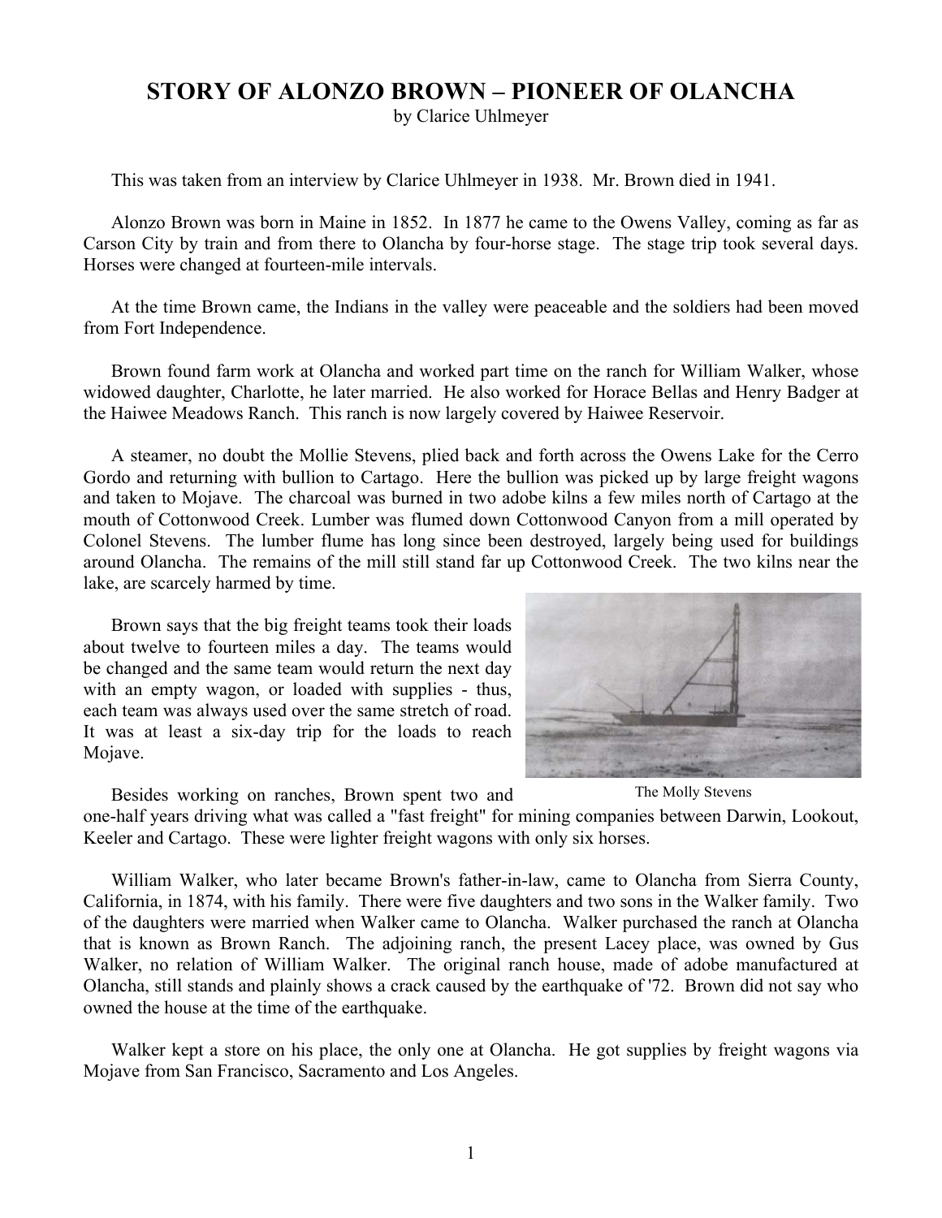# STORY OF ALONZO BROWN – PIONEER OF OLANCHA

by Clarice Uhlmeyer

This was taken from an interview by Clarice Uhlmeyer in 1938. Mr. Brown died in 1941.

Alonzo Brown was born in Maine in 1852. In 1877 he came to the Owens Valley, coming as far as Carson City by train and from there to Olancha by four-horse stage. The stage trip took several days. Horses were changed at fourteen-mile intervals.

At the time Brown came, the Indians in the valley were peaceable and the soldiers had been moved from Fort Independence.

Brown found farm work at Olancha and worked part time on the ranch for William Walker, whose widowed daughter, Charlotte, he later married. He also worked for Horace Bellas and Henry Badger at the Haiwee Meadows Ranch. This ranch is now largely covered by Haiwee Reservoir.

A steamer, no doubt the Mollie Stevens, plied back and forth across the Owens Lake for the Cerro Gordo and returning with bullion to Cartago. Here the bullion was picked up by large freight wagons and taken to Mojave. The charcoal was burned in two adobe kilns a few miles north of Cartago at the mouth of Cottonwood Creek. Lumber was flumed down Cottonwood Canyon from a mill operated by Colonel Stevens. The lumber flume has long since been destroyed, largely being used for buildings around Olancha. The remains of the mill still stand far up Cottonwood Creek. The two kilns near the lake, are scarcely harmed by time.

Brown says that the big freight teams took their loads about twelve to fourteen miles a day. The teams would be changed and the same team would return the next day with an empty wagon, or loaded with supplies - thus, each team was always used over the same stretch of road. It was at least a six-day trip for the loads to reach Mojave.

The Molly Stevens

Besides working on ranches, Brown spent two and one-half years driving what was called a "fast freight" for mining companies between Darwin, Lookout, Keeler and Cartago. These were lighter freight wagons with only six horses.

William Walker, who later became Brown's father-in-law, came to Olancha from Sierra County, California, in 1874, with his family. There were five daughters and two sons in the Walker family. Two of the daughters were married when Walker came to Olancha. Walker purchased the ranch at Olancha that is known as Brown Ranch. The adjoining ranch, the present Lacey place, was owned by Gus Walker, no relation of William Walker. The original ranch house, made of adobe manufactured at Olancha, still stands and plainly shows a crack caused by the earthquake of '72. Brown did not say who owned the house at the time of the earthquake.

Walker kept a store on his place, the only one at Olancha. He got supplies by freight wagons via Mojave from San Francisco, Sacramento and Los Angeles.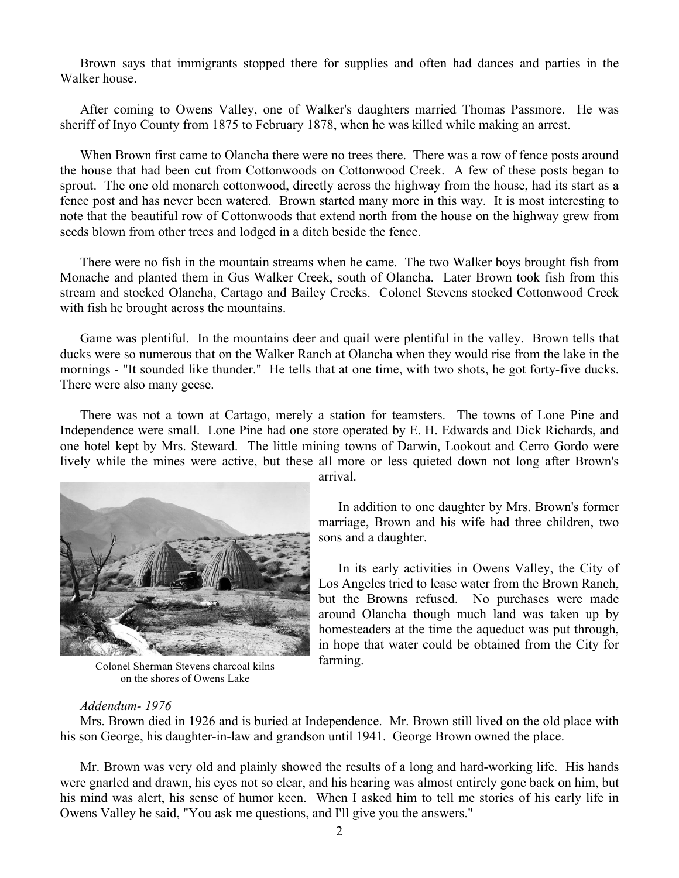Brown says that immigrants stopped there for supplies and often had dances and parties in the Walker house.

After coming to Owens Valley, one of Walker's daughters married Thomas Passmore. He was sheriff of Inyo County from 1875 to February 1878, when he was killed while making an arrest.

When Brown first came to Olancha there were no trees there. There was a row of fence posts around the house that had been cut from Cottonwoods on Cottonwood Creek. A few of these posts began to sprout. The one old monarch cottonwood, directly across the highway from the house, had its start as a fence post and has never been watered. Brown started many more in this way. It is most interesting to note that the beautiful row of Cottonwoods that extend north from the house on the highway grew from seeds blown from other trees and lodged in a ditch beside the fence.

There were no fish in the mountain streams when he came. The two Walker boys brought fish from Monache and planted them in Gus Walker Creek, south of Olancha. Later Brown took fish from this stream and stocked Olancha, Cartago and Bailey Creeks. Colonel Stevens stocked Cottonwood Creek with fish he brought across the mountains.

Game was plentiful. In the mountains deer and quail were plentiful in the valley. Brown tells that ducks were so numerous that on the Walker Ranch at Olancha when they would rise from the lake in the mornings - "It sounded like thunder." He tells that at one time, with two shots, he got forty-five ducks. There were also many geese.

There was not a town at Cartago, merely a station for teamsters. The towns of Lone Pine and Independence were small. Lone Pine had one store operated by E. H. Edwards and Dick Richards, and one hotel kept by Mrs. Steward. The little mining towns of Darwin, Lookout and Cerro Gordo were lively while the mines were active, but these all more or less quieted down not long after Brown's arrival.

Colonel Sherman Stevens charcoal kilns on the shores of Owens Lake

In addition to one daughter by Mrs. Brown's former marriage, Brown and his wife had three children, two sons and a daughter.

In its early activities in Owens Valley, the City of Los Angeles tried to lease water from the Brown Ranch, but the Browns refused. No purchases were made around Olancha though much land was taken up by homesteaders at the time the aqueduct was put through, in hope that water could be obtained from the City for farming.

*Addendum- 1976*

Mrs. Brown died in 1926 and is buried at Independence. Mr. Brown still lived on the old place with his son George, his daughter-in-law and grandson until 1941. George Brown owned the place.

Mr. Brown was very old and plainly showed the results of a long and hard-working life. His hands were gnarled and drawn, his eyes not so clear, and his hearing was almost entirely gone back on him, but his mind was alert, his sense of humor keen. When I asked him to tell me stories of his early life in Owens Valley he said, "You ask me questions, and I'll give you the answers."